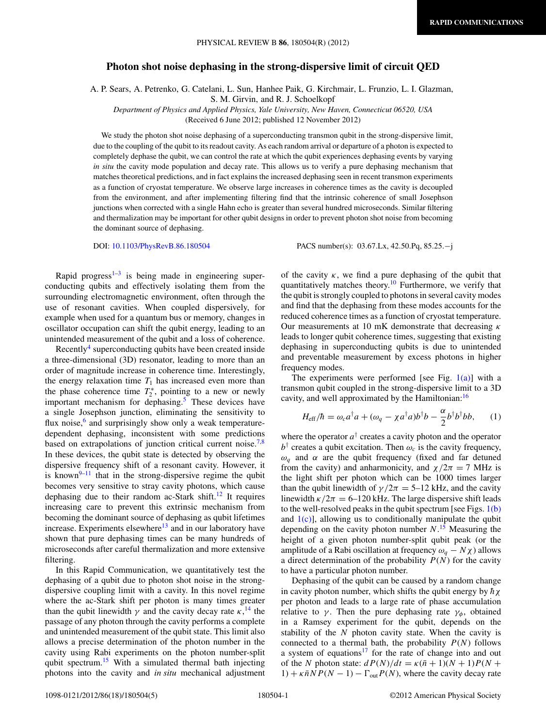# Photon shot noise dephasing in the strong-dispersive limit of circuit QED

A. P. Sears, A. Petrenko, G. Catelani, L. Sun, Hanhee Paik, G. Kirchmair, L. Frunzio, L. I. Glazman, S. M. Girvin, and R. J. Schoelkopf

*Department of Physics and Applied Physics, Yale University, New Haven, Connecticut 06520, USA*

(Received 6 June 2012; published 12 November 2012)

We study the photon shot noise dephasing of a superconducting transmon qubit in the strong-dispersive limit, due to the coupling of the qubit to its readout cavity. As each random arrival or departure of a photon is expected to completely dephase the qubit, we can control the rate at which the qubit experiences dephasing events by varying *in situ* the cavity mode population and decay rate. This allows us to verify a pure dephasing mechanism that matches theoretical predictions, and in fact explains the increased dephasing seen in recent transmon experiments as a function of cryostat temperature. We observe large increases in coherence times as the cavity is decoupled from the environment, and after implementing filtering find that the intrinsic coherence of small Josephson junctions when corrected with a single Hahn echo is greater than several hundred microseconds. Similar filtering and thermalization may be important for other qubit designs in order to prevent photon shot noise from becoming the dominant source of dephasing.

DOI: 10.1103/PhysRevB.86.180504 PACS number(s): 03.67.Lx, 42.50.Pq, 85.25.−j

Rapid progress[1–3] is being made in engineering superconducting qubits and effectively isolating them from the surrounding electromagnetic environment, often through the use of resonant cavities. When coupled dispersively, for example when used for a quantum bus or memory, changes in oscillator occupation can shift the qubit energy, leading to an unintended measurement of the qubit and a loss of coherence.

Recently[4] superconducting qubits have been created inside a three-dimensional (3D) resonator, leading to more than an order of magnitude increase in coherence time. Interestingly, the energy relaxation time $T_1$ has increased even more than the phase coherence time $T_2^*$, pointing to a new or newly important mechanism for dephasing.[5] These devices have a single Josephson junction, eliminating the sensitivity to flux noise,[6] and surprisingly show only a weak temperature-dependent dephasing, inconsistent with some predictions based on extrapolations of junction critical current noise.[7,8] In these devices, the qubit state is detected by observing the dispersive frequency shift of a resonant cavity. However, it is known[9–11] that in the strong-dispersive regime the qubit becomes very sensitive to stray cavity photons, which cause dephasing due to their random ac-Stark shift.[12] It requires increasing care to prevent this extrinsic mechanism from becoming the dominant source of dephasing as qubit lifetimes increase. Experiments elsewhere[13] and in our laboratory have shown that pure dephasing times can be many hundreds of microseconds after careful thermalization and more extensive filtering.

In this Rapid Communication, we quantitatively test the dephasing of a qubit due to photon shot noise in the strong-dispersive coupling limit with a cavity. In this novel regime where the ac-Stark shift per photon is many times greater than the qubit linewidth $\gamma$ and the cavity decay rate $\kappa$,[14] the passage of any photon through the cavity performs a complete and unintended measurement of the qubit state. This limit also allows a precise determination of the photon number in the cavity using Rabi experiments on the photon number-split qubit spectrum.[15] With a simulated thermal bath injecting photons into the cavity and *in situ* mechanical adjustment of the cavity $\kappa$, we find a pure dephasing of the qubit that quantitatively matches theory.[10] Furthermore, we verify that the qubit is strongly coupled to photons in several cavity modes and find that the dephasing from these modes accounts for the reduced coherence times as a function of cryostat temperature. Our measurements at 10 mK demonstrate that decreasing $\kappa$ leads to longer qubit coherence times, suggesting that existing dephasing in superconducting qubits is due to unintended and preventable measurement by excess photons in higher frequency modes.

The experiments were performed [see Fig. 1(a)] with a transmon qubit coupled in the strong-dispersive limit to a 3D cavity, and well approximated by the Hamiltonian:[16]

$$H_{\text{eff}}/\hbar = \omega_c a^\dagger a + (\omega_q - \chi a^\dagger a) b^\dagger b - \frac{\alpha}{2} b^\dagger b^\dagger b b, \qquad (1)$$

where the operator $a^\dagger$ creates a cavity photon and the operator $b^\dagger$ creates a qubit excitation. Then $\omega_c$ is the cavity frequency, $\omega_q$ and $\alpha$ are the qubit frequency (fixed and far detuned from the cavity) and anharmonicity, and $\chi/2\pi = 7$ MHz is the light shift per photon which can be 1000 times larger than the qubit linewidth of $\gamma/2\pi = 5$–12 kHz, and the cavity linewidth $\kappa/2\pi = 6$–120 kHz. The large dispersive shift leads to the well-resolved peaks in the qubit spectrum [see Figs. 1(b) and 1(c)], allowing us to conditionally manipulate the qubit depending on the cavity photon number $N$.[15] Measuring the height of a given photon number-split qubit peak (or the amplitude of a Rabi oscillation at frequency $\omega_q - N\chi$) allows a direct determination of the probability $P(N)$ for the cavity to have a particular photon number.

Dephasing of the qubit can be caused by a random change in cavity photon number, which shifts the qubit energy by $\hbar\chi$ per photon and leads to a large rate of phase accumulation relative to $\gamma$. Then the pure dephasing rate $\gamma_\phi$, obtained in a Ramsey experiment for the qubit, depends on the stability of the $N$ photon cavity state. When the cavity is connected to a thermal bath, the probability $P(N)$ follows a system of equations[17] for the rate of change into and out of the $N$ photon state: $dP(N)/dt = \kappa(\bar{n}+1)(N+1)P(N+1) + \kappa\bar{n}NP(N-1) - \Gamma_{\text{out}}P(N)$, where the cavity decay rate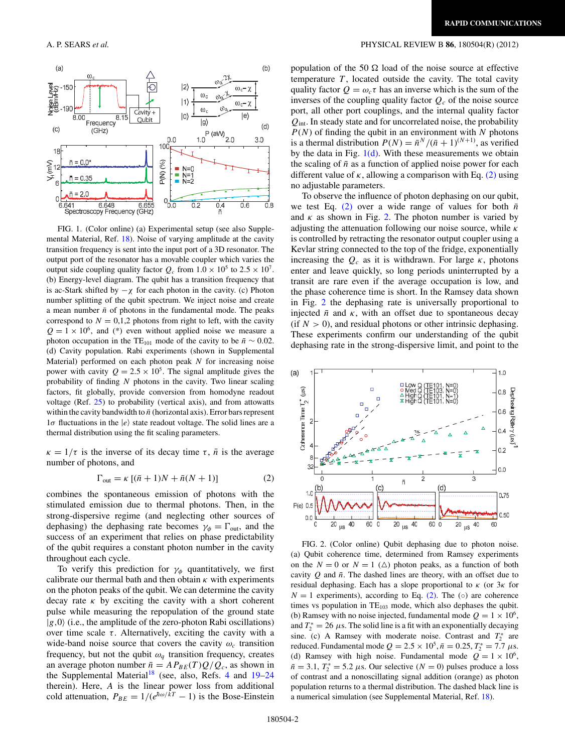FIG. 1. (Color online) (a) Experimental setup (see also Supplemental Material, Ref. 18). Noise of varying amplitude at the cavity transition frequency is sent into the input port of a 3D resonator. The output port of the resonator has a movable coupler which varies the output side coupling quality factor $Q_c$ from $1.0 \times 10^5$ to $2.5 \times 10^7$. (b) Energy-level diagram. The qubit has a transition frequency that is ac-Stark shifted by $-\chi$ for each photon in the cavity. (c) Photon number splitting of the qubit spectrum. We inject noise and create a mean number $\bar{n}$ of photons in the fundamental mode. The peaks correspond to $N = 0,1,2$ photons from right to left, with the cavity $Q = 1 \times 10^6$, and (*) even without applied noise we measure a photon occupation in the $TE_{101}$ mode of the cavity to be $\bar{n} \sim 0.02$. (d) Cavity population. Rabi experiments (shown in Supplemental Material) performed on each photon peak $N$ for increasing noise power with cavity $Q = 2.5 \times 10^5$. The signal amplitude gives the probability of finding $N$ photons in the cavity. Two linear scaling factors, fit globally, provide conversion from homodyne readout voltage (Ref. 25) to probability (vertical axis), and from attowatts within the cavity bandwidth to $\bar{n}$ (horizontal axis). Error bars represent $1\sigma$ fluctuations in the $|e\rangle$ state readout voltage. The solid lines are a thermal distribution using the fit scaling parameters.

$\kappa = 1/\tau$ is the inverse of its decay time $\tau$, $\bar{n}$ is the average number of photons, and

$$\Gamma_{\text{out}} = \kappa\,[(\bar{n}+1)N + \bar{n}(N+1)] \tag{2}$$

combines the spontaneous emission of photons with the stimulated emission due to thermal photons. Then, in the strong-dispersive regime (and neglecting other sources of dephasing) the dephasing rate becomes $\gamma_\phi = \Gamma_{\text{out}}$, and the success of an experiment that relies on phase predictability of the qubit requires a constant photon number in the cavity throughout each cycle.

To verify this prediction for $\gamma_\phi$ quantitatively, we first calibrate our thermal bath and then obtain $\kappa$ with experiments on the photon peaks of the qubit. We can determine the cavity decay rate $\kappa$ by exciting the cavity with a short coherent pulse while measuring the repopulation of the ground state $|g,0\rangle$ (i.e., the amplitude of the zero-photon Rabi oscillations) over time scale $\tau$. Alternatively, exciting the cavity with a wide-band noise source that covers the cavity $\omega_c$ transition frequency, but not the qubit $\omega_q$ transition frequency, creates an average photon number $\bar{n} = A P_{BE}(T) Q/Q_c$, as shown in the Supplemental Material[18] (see, also, Refs. 4 and 19–24 therein). Here, $A$ is the linear power loss from additional cold attenuation, $P_{BE} = 1/(e^{\hbar\omega/kT} - 1)$ is the Bose-Einstein population of the 50 Ω load of the noise source at effective temperature $T$, located outside the cavity. The total cavity quality factor $Q = \omega_c \tau$ has an inverse which is the sum of the inverses of the coupling quality factor $Q_c$ of the noise source port, all other port couplings, and the internal quality factor $Q_{\text{int}}$. In steady state and for uncorrelated noise, the probability $P(N)$ of finding the qubit in an environment with $N$ photons is a thermal distribution $P(N) = \bar{n}^N/(\bar{n}+1)^{(N+1)}$, as verified by the data in Fig. 1(d). With these measurements we obtain the scaling of $\bar{n}$ as a function of applied noise power for each different value of $\kappa$, allowing a comparison with Eq. (2) using no adjustable parameters.

To observe the influence of photon dephasing on our qubit, we test Eq. (2) over a wide range of values for both $\bar{n}$ and $\kappa$ as shown in Fig. 2. The photon number is varied by adjusting the attenuation following our noise source, while $\kappa$ is controlled by retracting the resonator output coupler using a Kevlar string connected to the top of the fridge, exponentially increasing the $Q_c$ as it is withdrawn. For large $\kappa$, photons enter and leave quickly, so long periods uninterrupted by a transit are rare even if the average occupation is low, and the phase coherence time is short. In the Ramsey data shown in Fig. 2 the dephasing rate is universally proportional to injected $\bar{n}$ and $\kappa$, with an offset due to spontaneous decay (if $N > 0$), and residual photons or other intrinsic dephasing. These experiments confirm our understanding of the qubit dephasing rate in the strong-dispersive limit, and point to the

FIG. 2. (Color online) Qubit dephasing due to photon noise. (a) Qubit coherence time, determined from Ramsey experiments on the $N = 0$ or $N = 1$ (△) photon peaks, as a function of both cavity $Q$ and $\bar{n}$. The dashed lines are theory, with an offset due to residual dephasing. Each has a slope proportional to $\kappa$ (or $3\kappa$ for $N = 1$ experiments), according to Eq. (2). The (○) are coherence times vs population in $TE_{103}$ mode, which also dephases the qubit. (b) Ramsey with no noise injected, fundamental mode $Q = 1 \times 10^6$, and $T_2^* = 26$ μs. The solid line is a fit with an exponentially decaying sine. (c) A Ramsey with moderate noise. Contrast and $T_2^*$ are reduced. Fundamental mode $Q = 2.5 \times 10^5$, $\bar{n} = 0.25$, $T_2^* = 7.7$ μs. (d) Ramsey with high noise. Fundamental mode $Q = 1 \times 10^6$, $\bar{n} = 3.1$, $T_2^* = 5.2$ μs. Our selective ($N = 0$) pulses produce a loss of contrast and a nonoscillating signal addition (orange) as photon population returns to a thermal distribution. The dashed black line is a numerical simulation (see Supplemental Material, Ref. 18).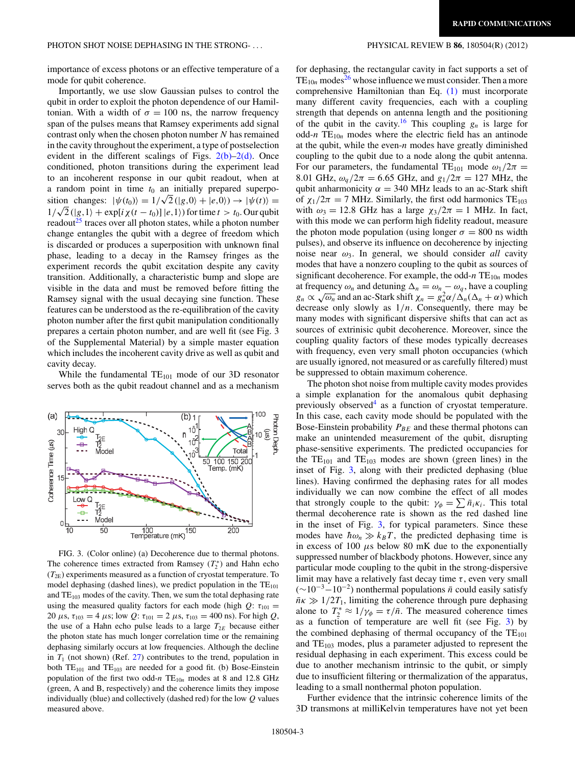importance of excess photons or an effective temperature of a mode for qubit coherence.

Importantly, we use slow Gaussian pulses to control the qubit in order to exploit the photon dependence of our Hamiltonian. With a width of $\sigma = 100$ ns, the narrow frequency span of the pulses means that Ramsey experiments add signal contrast only when the chosen photon number $N$ has remained in the cavity throughout the experiment, a type of postselection evident in the different scalings of Figs. 2(b)–2(d). Once conditioned, photon transitions during the experiment lead to an incoherent response in our qubit readout, when at a random point in time $t_0$ an initially prepared superposition changes: $|\psi(t_0)\rangle = 1/\sqrt{2}(|g,0\rangle + |e,0\rangle) \rightarrow |\psi(t)\rangle = 1/\sqrt{2}(|g,1\rangle + \exp[i\chi(t-t_0)]\,|e,1\rangle)$ for time $t > t_0$. Our qubit readout[25] traces over all photon states, while a photon number change entangles the qubit with a degree of freedom which is discarded or produces a superposition with unknown final phase, leading to a decay in the Ramsey fringes as the experiment records the qubit excitation despite any cavity transition. Additionally, a characteristic bump and slope are visible in the data and must be removed before fitting the Ramsey signal with the usual decaying sine function. These features can be understood as the re-equilibration of the cavity photon number after the first qubit manipulation conditionally prepares a certain photon number, and are well fit (see Fig. 3 of the Supplemental Material) by a simple master equation which includes the incoherent cavity drive as well as qubit and cavity decay.

While the fundamental $TE_{101}$ mode of our 3D resonator serves both as the qubit readout channel and as a mechanism for dephasing, the rectangular cavity in fact supports a set of $TE_{10n}$ modes[26] whose influence we must consider. Then a more comprehensive Hamiltonian than Eq. (1) must incorporate many different cavity frequencies, each with a coupling strength that depends on antenna length and the positioning of the qubit in the cavity.[16] This coupling $g_n$ is large for odd-$n$ $TE_{10n}$ modes where the electric field has an antinode at the qubit, while the even-$n$ modes have greatly diminished coupling to the qubit due to a node along the qubit antenna. For our parameters, the fundamental $TE_{101}$ mode $\omega_1/2\pi = 8.01$ GHz, $\omega_q/2\pi = 6.65$ GHz, and $g_1/2\pi = 127$ MHz, the qubit anharmonicity $\alpha = 340$ MHz leads to an ac-Stark shift of $\chi_1/2\pi = 7$ MHz. Similarly, the first odd harmonics $TE_{103}$ with $\omega_3 = 12.8$ GHz has a large $\chi_3/2\pi = 1$ MHz. In fact, with this mode we can perform high fidelity readout, measure the photon mode population (using longer $\sigma = 800$ ns width pulses), and observe its influence on decoherence by injecting noise near $\omega_3$. In general, we should consider *all* cavity modes that have a nonzero coupling to the qubit as sources of significant decoherence. For example, the odd-$n$ $TE_{10n}$ modes at frequency $\omega_n$ and detuning $\Delta_n = \omega_n - \omega_q$, have a coupling $g_n \propto \sqrt{\omega_n}$ and an ac-Stark shift $\chi_n = g_n^2\alpha/\Delta_n(\Delta_n + \alpha)$ which decrease only slowly as $1/n$. Consequently, there may be many modes with significant shifts that can act as sources of extrinsic qubit decoherence. Moreover, since the coupling quality factors of these modes typically decreases with frequency, even very small photon occupancies (which are usually ignored, not measured or as carefully filtered) must be suppressed to obtain maximum coherence.

The photon shot noise from multiple cavity modes provides a simple explanation for the anomalous qubit dephasing previously observed[4] as a function of cryostat temperature. In this case, each cavity mode should be populated with the Bose-Einstein probability $P_{BE}$ and these thermal photons can make an unintended measurement of the qubit, disrupting phase-sensitive experiments. The predicted occupancies for the $TE_{101}$ and $TE_{103}$ modes are shown (green lines) in the inset of Fig. 3, along with their predicted dephasing (blue lines). Having confirmed the dephasing rates for all modes individually we can now combine the effect of all modes that strongly couple to the qubit: $\gamma_\phi = \sum \bar{n}_i\kappa_i$. This total thermal decoherence rate is shown as the red dashed line in the inset of Fig. 3, for typical parameters. Since these modes have $\hbar\omega_n \gg k_B T$, the predicted dephasing time is in excess of 100 $\mu$s below 80 mK due to the exponentially suppressed number of blackbody photons. However, since any particular mode coupling to the qubit in the strong-dispersive limit may have a relatively fast decay time $\tau$, even very small ($\sim 10^{-3}$–$10^{-2}$) nonthermal populations $\bar{n}$ could easily satisfy $\bar{n}\kappa \gg 1/2T_1$, limiting the coherence through pure dephasing alone to $T_2^* \approx 1/\gamma_\phi = \tau/\bar{n}$. The measured coherence times as a function of temperature are well fit (see Fig. 3) by the combined dephasing of thermal occupancy of the $TE_{101}$ and $TE_{103}$ modes, plus a parameter adjusted to represent the residual dephasing in each experiment. This excess could be due to another mechanism intrinsic to the qubit, or simply due to insufficient filtering or thermalization of the apparatus, leading to a small nonthermal photon population.

FIG. 3. (Color online) (a) Decoherence due to thermal photons. The coherence times extracted from Ramsey ($T_2^*$) and Hahn echo ($T_{2E}$) experiments measured as a function of cryostat temperature. To model dephasing (dashed lines), we predict population in the $TE_{101}$ and $TE_{103}$ modes of the cavity. Then, we sum the total dephasing rate using the measured quality factors for each mode (high $Q$: $\tau_{101} = 20$ $\mu$s, $\tau_{103} = 4$ $\mu$s; low $Q$: $\tau_{101} = 2$ $\mu$s, $\tau_{103} = 400$ ns). For high $Q$, the use of a Hahn echo pulse leads to a large $T_{2E}$ because either the photon state has much longer correlation time or the remaining dephasing similarly occurs at low frequencies. Although the decline in $T_1$ (not shown) (Ref. 27) contributes to the trend, population in both $TE_{101}$ and $TE_{103}$ are needed for a good fit. (b) Bose-Einstein population of the first two odd-$n$ $TE_{10n}$ modes at 8 and 12.8 GHz (green, A and B, respectively) and the coherence limits they impose individually (blue) and collectively (dashed red) for the low $Q$ values measured above.

Further evidence that the intrinsic coherence limits of the 3D transmons at milliKelvin temperatures have not yet been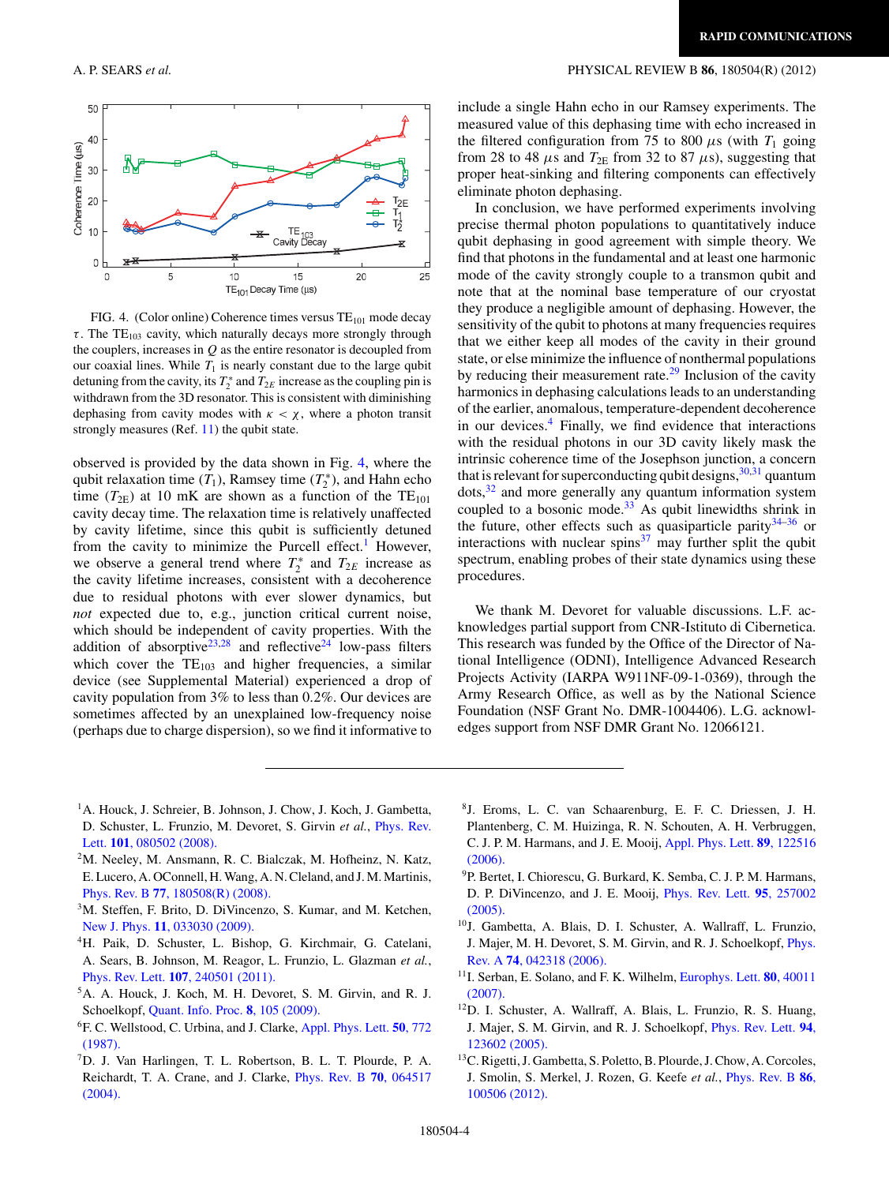FIG. 4. (Color online) Coherence times versus $TE_{101}$ mode decay $\tau$. The $TE_{103}$ cavity, which naturally decays more strongly through the couplers, increases in $Q$ as the entire resonator is decoupled from our coaxial lines. While $T_1$ is nearly constant due to the large qubit detuning from the cavity, its $T_2^*$ and $T_{2E}$ increase as the coupling pin is withdrawn from the 3D resonator. This is consistent with diminishing dephasing from cavity modes with $\kappa < \chi$, where a photon transit strongly measures (Ref. 11) the qubit state.

observed is provided by the data shown in Fig. 4, where the qubit relaxation time ($T_1$), Ramsey time ($T_2^*$), and Hahn echo time ($T_{2E}$) at 10 mK are shown as a function of the $TE_{101}$ cavity decay time. The relaxation time is relatively unaffected by cavity lifetime, since this qubit is sufficiently detuned from the cavity to minimize the Purcell effect.[1] However, we observe a general trend where $T_2^*$ and $T_{2E}$ increase as the cavity lifetime increases, consistent with a decoherence due to residual photons with ever slower dynamics, but *not* expected due to, e.g., junction critical current noise, which should be independent of cavity properties. With the addition of absorptive[23,28] and reflective[24] low-pass filters which cover the $TE_{103}$ and higher frequencies, a similar device (see Supplemental Material) experienced a drop of cavity population from 3% to less than 0.2%. Our devices are sometimes affected by an unexplained low-frequency noise (perhaps due to charge dispersion), so we find it informative to include a single Hahn echo in our Ramsey experiments. The measured value of this dephasing time with echo increased in the filtered configuration from 75 to 800 $\mu$s (with $T_1$ going from 28 to 48 $\mu$s and $T_{2E}$ from 32 to 87 $\mu$s), suggesting that proper heat-sinking and filtering components can effectively eliminate photon dephasing.

In conclusion, we have performed experiments involving precise thermal photon populations to quantitatively induce qubit dephasing in good agreement with simple theory. We find that photons in the fundamental and at least one harmonic mode of the cavity strongly couple to a transmon qubit and note that at the nominal base temperature of our cryostat they produce a negligible amount of dephasing. However, the sensitivity of the qubit to photons at many frequencies requires that we either keep all modes of the cavity in their ground state, or else minimize the influence of nonthermal populations by reducing their measurement rate.[29] Inclusion of the cavity harmonics in dephasing calculations leads to an understanding of the earlier, anomalous, temperature-dependent decoherence in our devices.[4] Finally, we find evidence that interactions with the residual photons in our 3D cavity likely mask the intrinsic coherence time of the Josephson junction, a concern that is relevant for superconducting qubit designs,[30,31] quantum dots,[32] and more generally any quantum information system coupled to a bosonic mode.[33] As qubit linewidths shrink in the future, other effects such as quasiparticle parity[34–36] or interactions with nuclear spins[37] may further split the qubit spectrum, enabling probes of their state dynamics using these procedures.

We thank M. Devoret for valuable discussions. L.F. acknowledges partial support from CNR-Istituto di Cibernetica. This research was funded by the Office of the Director of National Intelligence (ODNI), Intelligence Advanced Research Projects Activity (IARPA W911NF-09-1-0369), through the Army Research Office, as well as by the National Science Foundation (NSF Grant No. DMR-1004406). L.G. acknowledges support from NSF DMR Grant No. 12066121.

---

[1] A. Houck, J. Schreier, B. Johnson, J. Chow, J. Koch, J. Gambetta, D. Schuster, L. Frunzio, M. Devoret, S. Girvin *et al.*, Phys. Rev. Lett. **101**, 080502 (2008).

[2] M. Neeley, M. Ansmann, R. C. Bialczak, M. Hofheinz, N. Katz, E. Lucero, A. OConnell, H. Wang, A. N. Cleland, and J. M. Martinis, Phys. Rev. B **77**, 180508(R) (2008).

[3] M. Steffen, F. Brito, D. DiVincenzo, S. Kumar, and M. Ketchen, New J. Phys. **11**, 033030 (2009).

[4] H. Paik, D. Schuster, L. Bishop, G. Kirchmair, G. Catelani, A. Sears, B. Johnson, M. Reagor, L. Frunzio, L. Glazman *et al.*, Phys. Rev. Lett. **107**, 240501 (2011).

[5] A. A. Houck, J. Koch, M. H. Devoret, S. M. Girvin, and R. J. Schoelkopf, Quant. Info. Proc. **8**, 105 (2009).

[6] F. C. Wellstood, C. Urbina, and J. Clarke, Appl. Phys. Lett. **50**, 772 (1987).

[7] D. J. Van Harlingen, T. L. Robertson, B. L. T. Plourde, P. A. Reichardt, T. A. Crane, and J. Clarke, Phys. Rev. B **70**, 064517 (2004).

[8] J. Eroms, L. C. van Schaarenburg, E. F. C. Driessen, J. H. Plantenberg, C. M. Huizinga, R. N. Schouten, A. H. Verbruggen, C. J. P. M. Harmans, and J. E. Mooij, Appl. Phys. Lett. **89**, 122516 (2006).

[9] P. Bertet, I. Chiorescu, G. Burkard, K. Semba, C. J. P. M. Harmans, D. P. DiVincenzo, and J. E. Mooij, Phys. Rev. Lett. **95**, 257002 (2005).

[10] J. Gambetta, A. Blais, D. I. Schuster, A. Wallraff, L. Frunzio, J. Majer, M. H. Devoret, S. M. Girvin, and R. J. Schoelkopf, Phys. Rev. A **74**, 042318 (2006).

[11] I. Serban, E. Solano, and F. K. Wilhelm, Europhys. Lett. **80**, 40011 (2007).

[12] D. I. Schuster, A. Wallraff, A. Blais, L. Frunzio, R. S. Huang, J. Majer, S. M. Girvin, and R. J. Schoelkopf, Phys. Rev. Lett. **94**, 123602 (2005).

[13] C. Rigetti, J. Gambetta, S. Poletto, B. Plourde, J. Chow, A. Corcoles, J. Smolin, S. Merkel, J. Rozen, G. Keefe *et al.*, Phys. Rev. B **86**, 100506 (2012).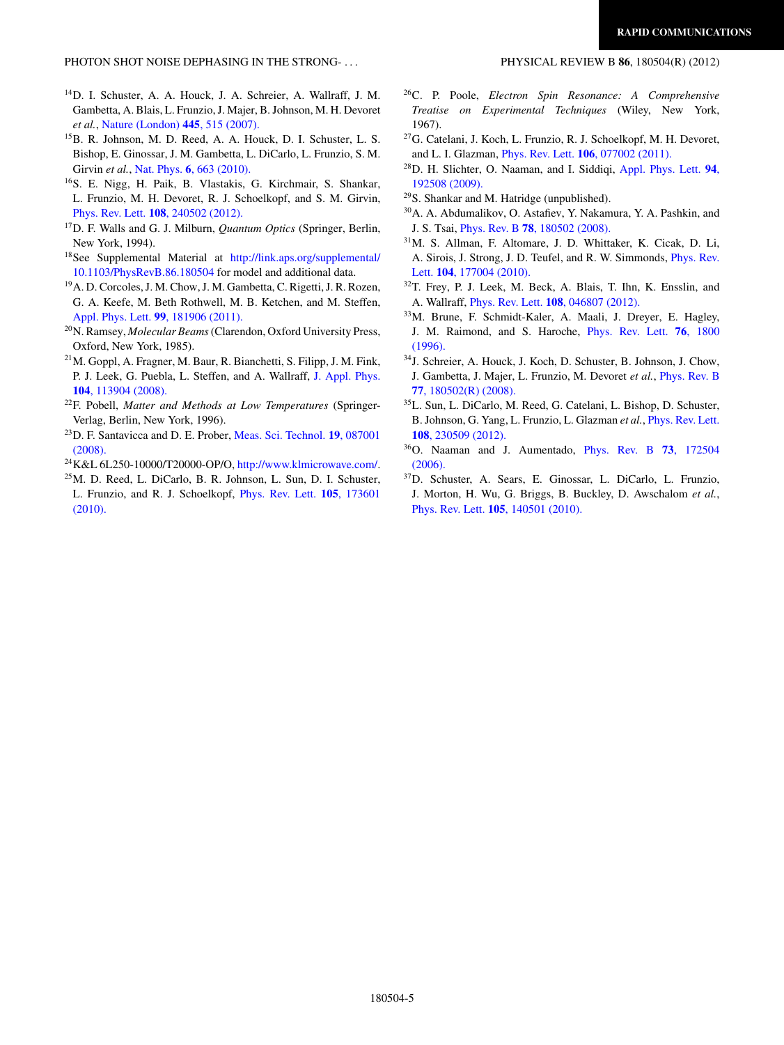[14] D. I. Schuster, A. A. Houck, J. A. Schreier, A. Wallraff, J. M. Gambetta, A. Blais, L. Frunzio, J. Majer, B. Johnson, M. H. Devoret *et al.*, Nature (London) **445**, 515 (2007).

[15] B. R. Johnson, M. D. Reed, A. A. Houck, D. I. Schuster, L. S. Bishop, E. Ginossar, J. M. Gambetta, L. DiCarlo, L. Frunzio, S. M. Girvin *et al.*, Nat. Phys. **6**, 663 (2010).

[16] S. E. Nigg, H. Paik, B. Vlastakis, G. Kirchmair, S. Shankar, L. Frunzio, M. H. Devoret, R. J. Schoelkopf, and S. M. Girvin, Phys. Rev. Lett. **108**, 240502 (2012).

[17] D. F. Walls and G. J. Milburn, *Quantum Optics* (Springer, Berlin, New York, 1994).

[18] See Supplemental Material at http://link.aps.org/supplemental/10.1103/PhysRevB.86.180504 for model and additional data.

[19] A. D. Corcoles, J. M. Chow, J. M. Gambetta, C. Rigetti, J. R. Rozen, G. A. Keefe, M. Beth Rothwell, M. B. Ketchen, and M. Steffen, Appl. Phys. Lett. **99**, 181906 (2011).

[20] N. Ramsey, *Molecular Beams* (Clarendon, Oxford University Press, Oxford, New York, 1985).

[21] M. Goppl, A. Fragner, M. Baur, R. Bianchetti, S. Filipp, J. M. Fink, P. J. Leek, G. Puebla, L. Steffen, and A. Wallraff, J. Appl. Phys. **104**, 113904 (2008).

[22] F. Pobell, *Matter and Methods at Low Temperatures* (Springer-Verlag, Berlin, New York, 1996).

[23] D. F. Santavicca and D. E. Prober, Meas. Sci. Technol. **19**, 087001 (2008).

[24] K&L 6L250-10000/T20000-OP/O, http://www.klmicrowave.com/.

[25] M. D. Reed, L. DiCarlo, B. R. Johnson, L. Sun, D. I. Schuster, L. Frunzio, and R. J. Schoelkopf, Phys. Rev. Lett. **105**, 173601 (2010).

[26] C. P. Poole, *Electron Spin Resonance: A Comprehensive Treatise on Experimental Techniques* (Wiley, New York, 1967).

[27] G. Catelani, J. Koch, L. Frunzio, R. J. Schoelkopf, M. H. Devoret, and L. I. Glazman, Phys. Rev. Lett. **106**, 077002 (2011).

[28] D. H. Slichter, O. Naaman, and I. Siddiqi, Appl. Phys. Lett. **94**, 192508 (2009).

[29] S. Shankar and M. Hatridge (unpublished).

[30] A. A. Abdumalikov, O. Astafiev, Y. Nakamura, Y. A. Pashkin, and J. S. Tsai, Phys. Rev. B **78**, 180502 (2008).

[31] M. S. Allman, F. Altomare, J. D. Whittaker, K. Cicak, D. Li, A. Sirois, J. Strong, J. D. Teufel, and R. W. Simmonds, Phys. Rev. Lett. **104**, 177004 (2010).

[32] T. Frey, P. J. Leek, M. Beck, A. Blais, T. Ihn, K. Ensslin, and A. Wallraff, Phys. Rev. Lett. **108**, 046807 (2012).

[33] M. Brune, F. Schmidt-Kaler, A. Maali, J. Dreyer, E. Hagley, J. M. Raimond, and S. Haroche, Phys. Rev. Lett. **76**, 1800 (1996).

[34] J. Schreier, A. Houck, J. Koch, D. Schuster, B. Johnson, J. Chow, J. Gambetta, J. Majer, L. Frunzio, M. Devoret *et al.*, Phys. Rev. B **77**, 180502(R) (2008).

[35] L. Sun, L. DiCarlo, M. Reed, G. Catelani, L. Bishop, D. Schuster, B. Johnson, G. Yang, L. Frunzio, L. Glazman *et al.*, Phys. Rev. Lett. **108**, 230509 (2012).

[36] O. Naaman and J. Aumentado, Phys. Rev. B **73**, 172504 (2006).

[37] D. Schuster, A. Sears, E. Ginossar, L. DiCarlo, L. Frunzio, J. Morton, H. Wu, G. Briggs, B. Buckley, D. Awschalom *et al.*, Phys. Rev. Lett. **105**, 140501 (2010).